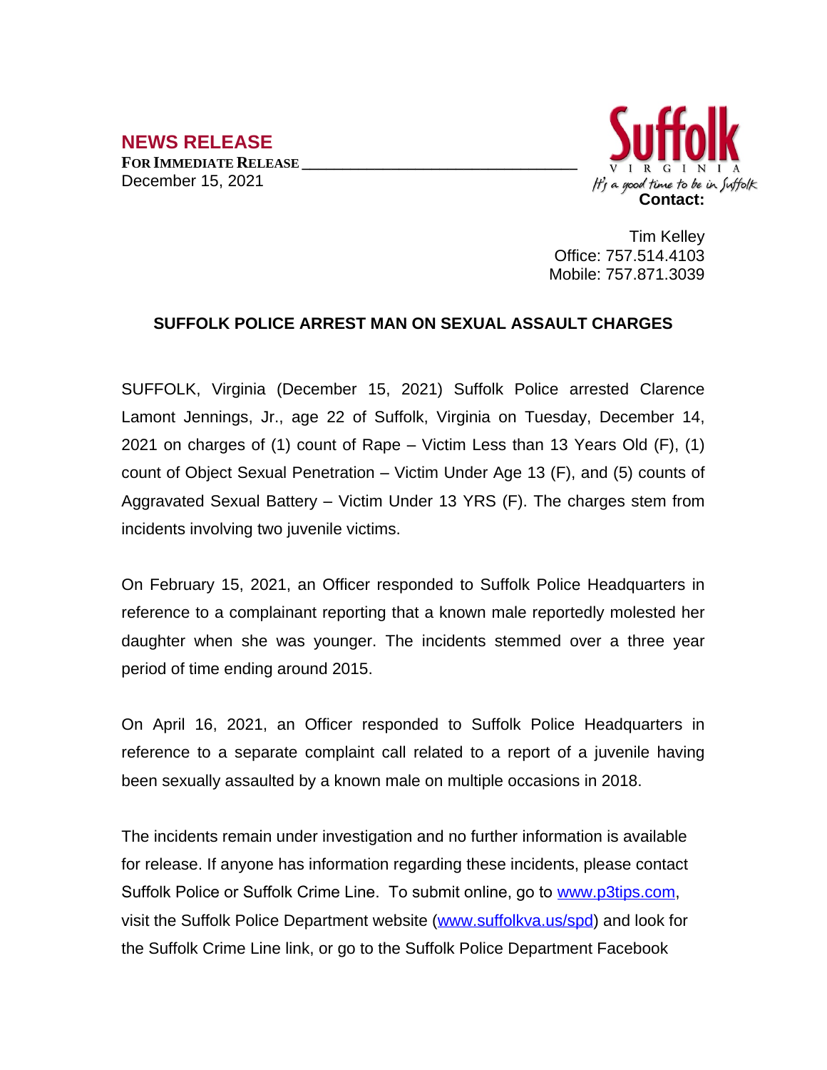## NEWS RELEASE

**FOR IMMEDIATE RELEASE**
December 15, 2021

Suffolk
VIRGINIA
It's a good time to be in Suffolk

**Contact:**

Tim Kelley
Office: 757.514.4103
Mobile: 757.871.3039

### SUFFOLK POLICE ARREST MAN ON SEXUAL ASSAULT CHARGES

SUFFOLK, Virginia (December 15, 2021) Suffolk Police arrested Clarence Lamont Jennings, Jr., age 22 of Suffolk, Virginia on Tuesday, December 14, 2021 on charges of (1) count of Rape – Victim Less than 13 Years Old (F), (1) count of Object Sexual Penetration – Victim Under Age 13 (F), and (5) counts of Aggravated Sexual Battery – Victim Under 13 YRS (F). The charges stem from incidents involving two juvenile victims.

On February 15, 2021, an Officer responded to Suffolk Police Headquarters in reference to a complainant reporting that a known male reportedly molested her daughter when she was younger. The incidents stemmed over a three year period of time ending around 2015.

On April 16, 2021, an Officer responded to Suffolk Police Headquarters in reference to a separate complaint call related to a report of a juvenile having been sexually assaulted by a known male on multiple occasions in 2018.

The incidents remain under investigation and no further information is available for release. If anyone has information regarding these incidents, please contact Suffolk Police or Suffolk Crime Line. To submit online, go to [www.p3tips.com](http://www.p3tips.com), visit the Suffolk Police Department website ([www.suffolkva.us/spd](http://www.suffolkva.us/spd)) and look for the Suffolk Crime Line link, or go to the Suffolk Police Department Facebook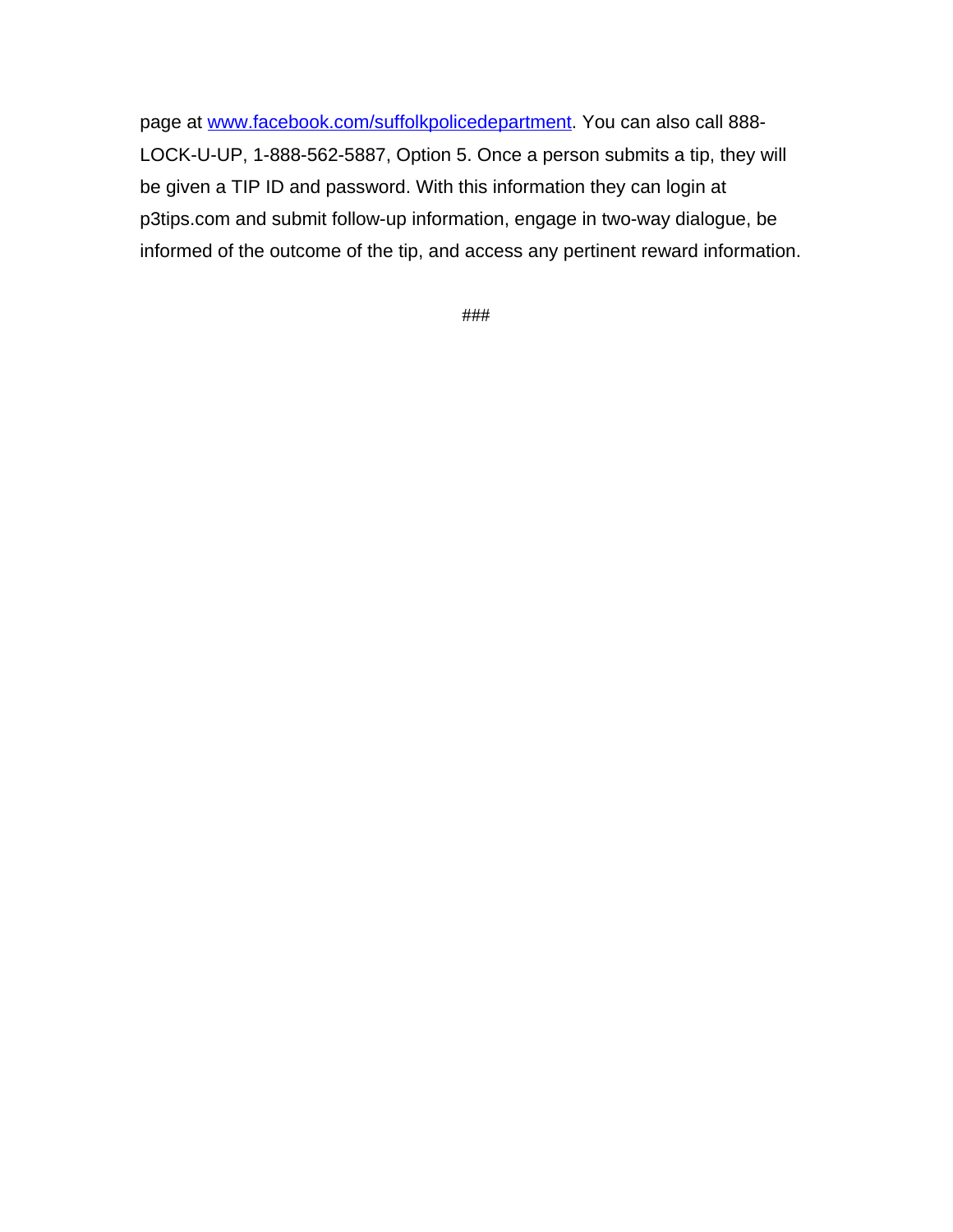page at www.facebook.com/suffolkpolicedepartment. You can also call 888-LOCK-U-UP, 1-888-562-5887, Option 5. Once a person submits a tip, they will be given a TIP ID and password. With this information they can login at p3tips.com and submit follow-up information, engage in two-way dialogue, be informed of the outcome of the tip, and access any pertinent reward information.

###